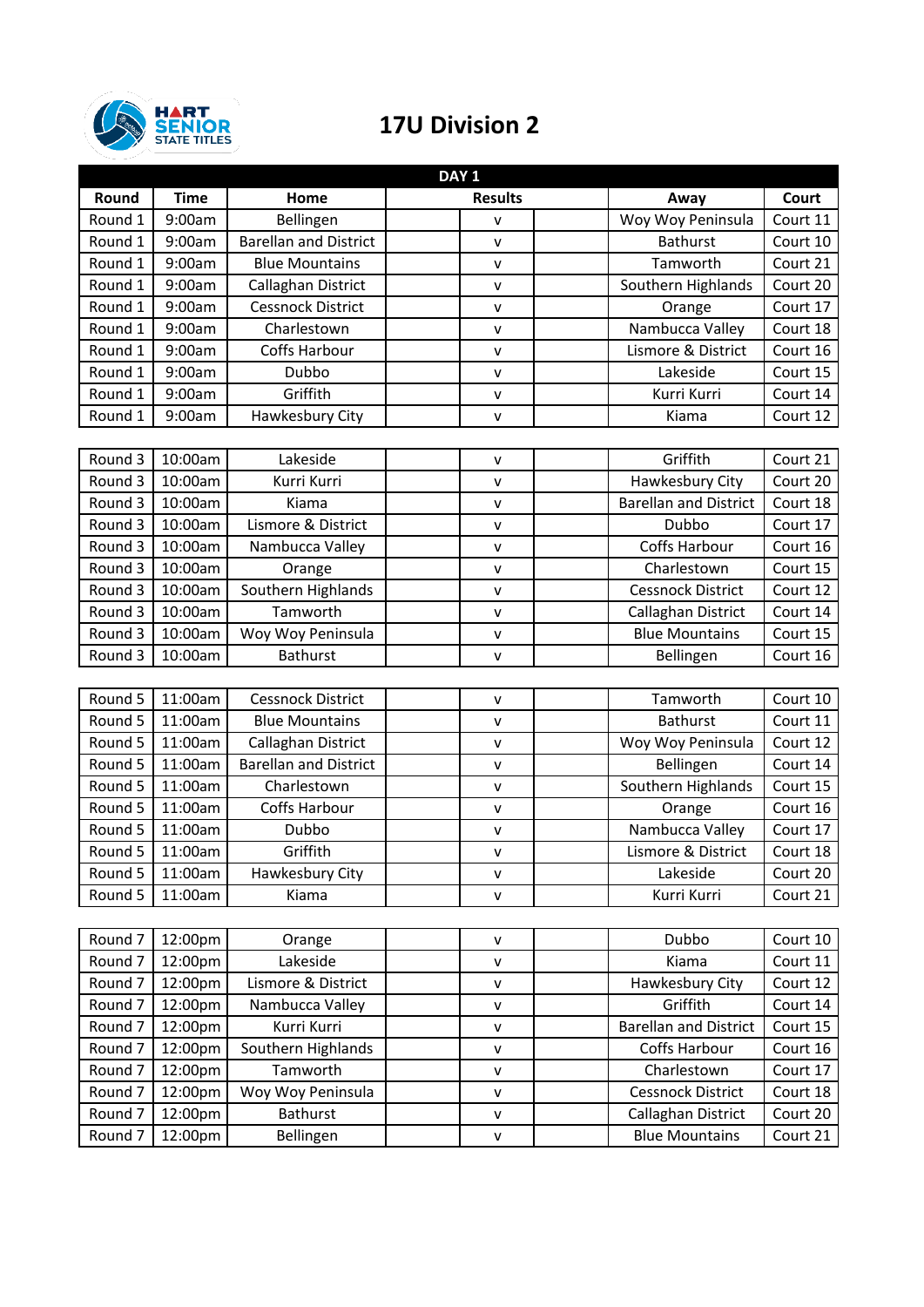# 17U Division 2

| DAY 1 | | | | | | | |
|---|---|---|---|---|---|---|---|
| **Round** | **Time** | **Home** | **Results** | | | **Away** | **Court** |
| Round 1 | 9:00am | Bellingen | | v | | Woy Woy Peninsula | Court 11 |
| Round 1 | 9:00am | Barellan and District | | v | | Bathurst | Court 10 |
| Round 1 | 9:00am | Blue Mountains | | v | | Tamworth | Court 21 |
| Round 1 | 9:00am | Callaghan District | | v | | Southern Highlands | Court 20 |
| Round 1 | 9:00am | Cessnock District | | v | | Orange | Court 17 |
| Round 1 | 9:00am | Charlestown | | v | | Nambucca Valley | Court 18 |
| Round 1 | 9:00am | Coffs Harbour | | v | | Lismore & District | Court 16 |
| Round 1 | 9:00am | Dubbo | | v | | Lakeside | Court 15 |
| Round 1 | 9:00am | Griffith | | v | | Kurri Kurri | Court 14 |
| Round 1 | 9:00am | Hawkesbury City | | v | | Kiama | Court 12 |
| | | | | | | | |
| Round 3 | 10:00am | Lakeside | | v | | Griffith | Court 21 |
| Round 3 | 10:00am | Kurri Kurri | | v | | Hawkesbury City | Court 20 |
| Round 3 | 10:00am | Kiama | | v | | Barellan and District | Court 18 |
| Round 3 | 10:00am | Lismore & District | | v | | Dubbo | Court 17 |
| Round 3 | 10:00am | Nambucca Valley | | v | | Coffs Harbour | Court 16 |
| Round 3 | 10:00am | Orange | | v | | Charlestown | Court 15 |
| Round 3 | 10:00am | Southern Highlands | | v | | Cessnock District | Court 12 |
| Round 3 | 10:00am | Tamworth | | v | | Callaghan District | Court 14 |
| Round 3 | 10:00am | Woy Woy Peninsula | | v | | Blue Mountains | Court 15 |
| Round 3 | 10:00am | Bathurst | | v | | Bellingen | Court 16 |
| | | | | | | | |
| Round 5 | 11:00am | Cessnock District | | v | | Tamworth | Court 10 |
| Round 5 | 11:00am | Blue Mountains | | v | | Bathurst | Court 11 |
| Round 5 | 11:00am | Callaghan District | | v | | Woy Woy Peninsula | Court 12 |
| Round 5 | 11:00am | Barellan and District | | v | | Bellingen | Court 14 |
| Round 5 | 11:00am | Charlestown | | v | | Southern Highlands | Court 15 |
| Round 5 | 11:00am | Coffs Harbour | | v | | Orange | Court 16 |
| Round 5 | 11:00am | Dubbo | | v | | Nambucca Valley | Court 17 |
| Round 5 | 11:00am | Griffith | | v | | Lismore & District | Court 18 |
| Round 5 | 11:00am | Hawkesbury City | | v | | Lakeside | Court 20 |
| Round 5 | 11:00am | Kiama | | v | | Kurri Kurri | Court 21 |
| | | | | | | | |
| Round 7 | 12:00pm | Orange | | v | | Dubbo | Court 10 |
| Round 7 | 12:00pm | Lakeside | | v | | Kiama | Court 11 |
| Round 7 | 12:00pm | Lismore & District | | v | | Hawkesbury City | Court 12 |
| Round 7 | 12:00pm | Nambucca Valley | | v | | Griffith | Court 14 |
| Round 7 | 12:00pm | Kurri Kurri | | v | | Barellan and District | Court 15 |
| Round 7 | 12:00pm | Southern Highlands | | v | | Coffs Harbour | Court 16 |
| Round 7 | 12:00pm | Tamworth | | v | | Charlestown | Court 17 |
| Round 7 | 12:00pm | Woy Woy Peninsula | | v | | Cessnock District | Court 18 |
| Round 7 | 12:00pm | Bathurst | | v | | Callaghan District | Court 20 |
| Round 7 | 12:00pm | Bellingen | | v | | Blue Mountains | Court 21 |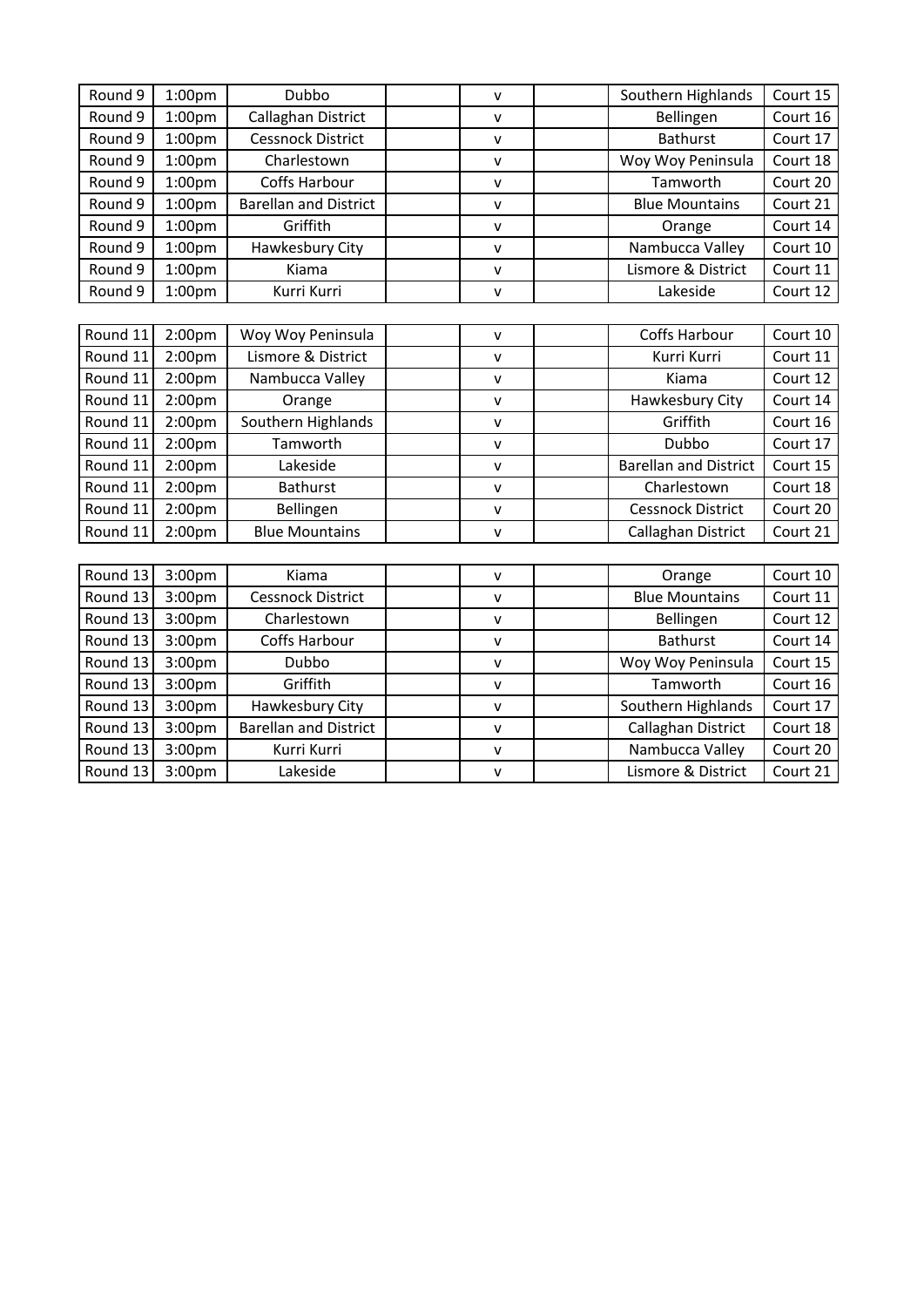| Round 9 | 1:00pm | Dubbo | | v | | Southern Highlands | Court 15 |
|---|---|---|---|---|---|---|---|
| Round 9 | 1:00pm | Callaghan District | | v | | Bellingen | Court 16 |
| Round 9 | 1:00pm | Cessnock District | | v | | Bathurst | Court 17 |
| Round 9 | 1:00pm | Charlestown | | v | | Woy Woy Peninsula | Court 18 |
| Round 9 | 1:00pm | Coffs Harbour | | v | | Tamworth | Court 20 |
| Round 9 | 1:00pm | Barellan and District | | v | | Blue Mountains | Court 21 |
| Round 9 | 1:00pm | Griffith | | v | | Orange | Court 14 |
| Round 9 | 1:00pm | Hawkesbury City | | v | | Nambucca Valley | Court 10 |
| Round 9 | 1:00pm | Kiama | | v | | Lismore & District | Court 11 |
| Round 9 | 1:00pm | Kurri Kurri | | v | | Lakeside | Court 12 |

| Round 11 | 2:00pm | Woy Woy Peninsula | | v | | Coffs Harbour | Court 10 |
|---|---|---|---|---|---|---|---|
| Round 11 | 2:00pm | Lismore & District | | v | | Kurri Kurri | Court 11 |
| Round 11 | 2:00pm | Nambucca Valley | | v | | Kiama | Court 12 |
| Round 11 | 2:00pm | Orange | | v | | Hawkesbury City | Court 14 |
| Round 11 | 2:00pm | Southern Highlands | | v | | Griffith | Court 16 |
| Round 11 | 2:00pm | Tamworth | | v | | Dubbo | Court 17 |
| Round 11 | 2:00pm | Lakeside | | v | | Barellan and District | Court 15 |
| Round 11 | 2:00pm | Bathurst | | v | | Charlestown | Court 18 |
| Round 11 | 2:00pm | Bellingen | | v | | Cessnock District | Court 20 |
| Round 11 | 2:00pm | Blue Mountains | | v | | Callaghan District | Court 21 |

| Round 13 | 3:00pm | Kiama | | v | | Orange | Court 10 |
|---|---|---|---|---|---|---|---|
| Round 13 | 3:00pm | Cessnock District | | v | | Blue Mountains | Court 11 |
| Round 13 | 3:00pm | Charlestown | | v | | Bellingen | Court 12 |
| Round 13 | 3:00pm | Coffs Harbour | | v | | Bathurst | Court 14 |
| Round 13 | 3:00pm | Dubbo | | v | | Woy Woy Peninsula | Court 15 |
| Round 13 | 3:00pm | Griffith | | v | | Tamworth | Court 16 |
| Round 13 | 3:00pm | Hawkesbury City | | v | | Southern Highlands | Court 17 |
| Round 13 | 3:00pm | Barellan and District | | v | | Callaghan District | Court 18 |
| Round 13 | 3:00pm | Kurri Kurri | | v | | Nambucca Valley | Court 20 |
| Round 13 | 3:00pm | Lakeside | | v | | Lismore & District | Court 21 |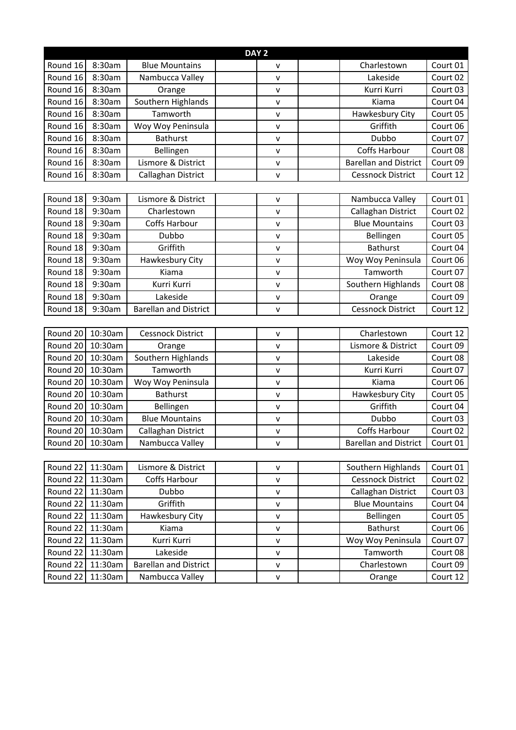| DAY 2 | | | | | | | |
|---|---|---|---|---|---|---|---|
| Round 16 | 8:30am | Blue Mountains | | v | | Charlestown | Court 01 |
| Round 16 | 8:30am | Nambucca Valley | | v | | Lakeside | Court 02 |
| Round 16 | 8:30am | Orange | | v | | Kurri Kurri | Court 03 |
| Round 16 | 8:30am | Southern Highlands | | v | | Kiama | Court 04 |
| Round 16 | 8:30am | Tamworth | | v | | Hawkesbury City | Court 05 |
| Round 16 | 8:30am | Woy Woy Peninsula | | v | | Griffith | Court 06 |
| Round 16 | 8:30am | Bathurst | | v | | Dubbo | Court 07 |
| Round 16 | 8:30am | Bellingen | | v | | Coffs Harbour | Court 08 |
| Round 16 | 8:30am | Lismore & District | | v | | Barellan and District | Court 09 |
| Round 16 | 8:30am | Callaghan District | | v | | Cessnock District | Court 12 |

| | | | | | | | |
|---|---|---|---|---|---|---|---|
| Round 18 | 9:30am | Lismore & District | | v | | Nambucca Valley | Court 01 |
| Round 18 | 9:30am | Charlestown | | v | | Callaghan District | Court 02 |
| Round 18 | 9:30am | Coffs Harbour | | v | | Blue Mountains | Court 03 |
| Round 18 | 9:30am | Dubbo | | v | | Bellingen | Court 05 |
| Round 18 | 9:30am | Griffith | | v | | Bathurst | Court 04 |
| Round 18 | 9:30am | Hawkesbury City | | v | | Woy Woy Peninsula | Court 06 |
| Round 18 | 9:30am | Kiama | | v | | Tamworth | Court 07 |
| Round 18 | 9:30am | Kurri Kurri | | v | | Southern Highlands | Court 08 |
| Round 18 | 9:30am | Lakeside | | v | | Orange | Court 09 |
| Round 18 | 9:30am | Barellan and District | | v | | Cessnock District | Court 12 |

| | | | | | | | |
|---|---|---|---|---|---|---|---|
| Round 20 | 10:30am | Cessnock District | | v | | Charlestown | Court 12 |
| Round 20 | 10:30am | Orange | | v | | Lismore & District | Court 09 |
| Round 20 | 10:30am | Southern Highlands | | v | | Lakeside | Court 08 |
| Round 20 | 10:30am | Tamworth | | v | | Kurri Kurri | Court 07 |
| Round 20 | 10:30am | Woy Woy Peninsula | | v | | Kiama | Court 06 |
| Round 20 | 10:30am | Bathurst | | v | | Hawkesbury City | Court 05 |
| Round 20 | 10:30am | Bellingen | | v | | Griffith | Court 04 |
| Round 20 | 10:30am | Blue Mountains | | v | | Dubbo | Court 03 |
| Round 20 | 10:30am | Callaghan District | | v | | Coffs Harbour | Court 02 |
| Round 20 | 10:30am | Nambucca Valley | | v | | Barellan and District | Court 01 |

| | | | | | | | |
|---|---|---|---|---|---|---|---|
| Round 22 | 11:30am | Lismore & District | | v | | Southern Highlands | Court 01 |
| Round 22 | 11:30am | Coffs Harbour | | v | | Cessnock District | Court 02 |
| Round 22 | 11:30am | Dubbo | | v | | Callaghan District | Court 03 |
| Round 22 | 11:30am | Griffith | | v | | Blue Mountains | Court 04 |
| Round 22 | 11:30am | Hawkesbury City | | v | | Bellingen | Court 05 |
| Round 22 | 11:30am | Kiama | | v | | Bathurst | Court 06 |
| Round 22 | 11:30am | Kurri Kurri | | v | | Woy Woy Peninsula | Court 07 |
| Round 22 | 11:30am | Lakeside | | v | | Tamworth | Court 08 |
| Round 22 | 11:30am | Barellan and District | | v | | Charlestown | Court 09 |
| Round 22 | 11:30am | Nambucca Valley | | v | | Orange | Court 12 |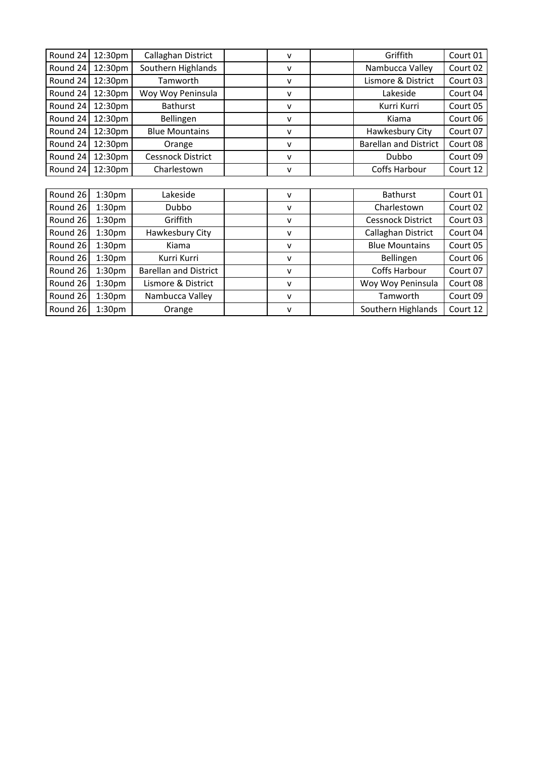| Round 24 | 12:30pm | Callaghan District | | v | | Griffith | Court 01 |
|---|---|---|---|---|---|---|---|
| Round 24 | 12:30pm | Southern Highlands | | v | | Nambucca Valley | Court 02 |
| Round 24 | 12:30pm | Tamworth | | v | | Lismore & District | Court 03 |
| Round 24 | 12:30pm | Woy Woy Peninsula | | v | | Lakeside | Court 04 |
| Round 24 | 12:30pm | Bathurst | | v | | Kurri Kurri | Court 05 |
| Round 24 | 12:30pm | Bellingen | | v | | Kiama | Court 06 |
| Round 24 | 12:30pm | Blue Mountains | | v | | Hawkesbury City | Court 07 |
| Round 24 | 12:30pm | Orange | | v | | Barellan and District | Court 08 |
| Round 24 | 12:30pm | Cessnock District | | v | | Dubbo | Court 09 |
| Round 24 | 12:30pm | Charlestown | | v | | Coffs Harbour | Court 12 |

| Round 26 | 1:30pm | Lakeside | | v | | Bathurst | Court 01 |
|---|---|---|---|---|---|---|---|
| Round 26 | 1:30pm | Dubbo | | v | | Charlestown | Court 02 |
| Round 26 | 1:30pm | Griffith | | v | | Cessnock District | Court 03 |
| Round 26 | 1:30pm | Hawkesbury City | | v | | Callaghan District | Court 04 |
| Round 26 | 1:30pm | Kiama | | v | | Blue Mountains | Court 05 |
| Round 26 | 1:30pm | Kurri Kurri | | v | | Bellingen | Court 06 |
| Round 26 | 1:30pm | Barellan and District | | v | | Coffs Harbour | Court 07 |
| Round 26 | 1:30pm | Lismore & District | | v | | Woy Woy Peninsula | Court 08 |
| Round 26 | 1:30pm | Nambucca Valley | | v | | Tamworth | Court 09 |
| Round 26 | 1:30pm | Orange | | v | | Southern Highlands | Court 12 |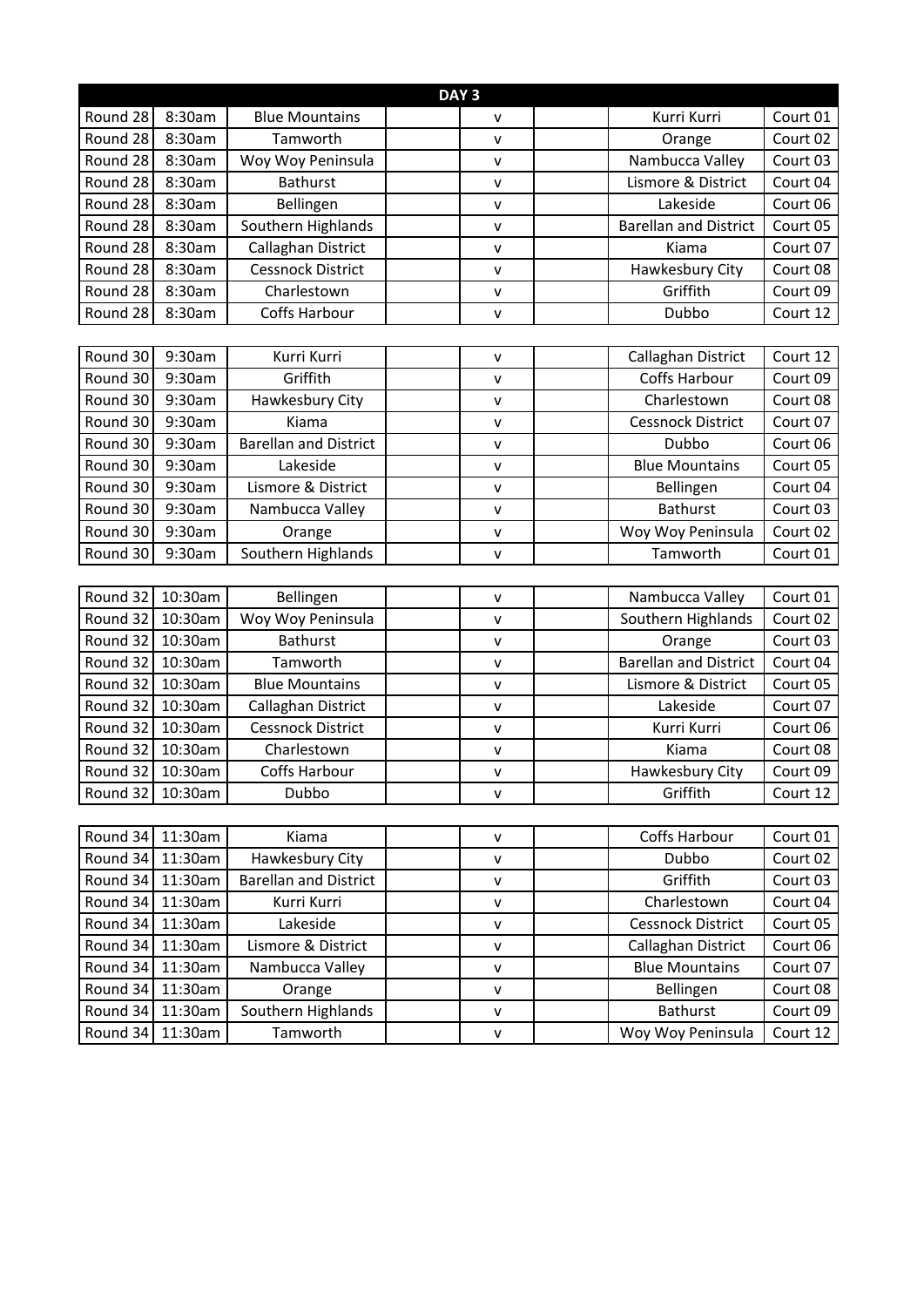| DAY 3 | | | | | | | |
|---|---|---|---|---|---|---|---|
| Round 28 | 8:30am | Blue Mountains | | v | | Kurri Kurri | Court 01 |
| Round 28 | 8:30am | Tamworth | | v | | Orange | Court 02 |
| Round 28 | 8:30am | Woy Woy Peninsula | | v | | Nambucca Valley | Court 03 |
| Round 28 | 8:30am | Bathurst | | v | | Lismore & District | Court 04 |
| Round 28 | 8:30am | Bellingen | | v | | Lakeside | Court 06 |
| Round 28 | 8:30am | Southern Highlands | | v | | Barellan and District | Court 05 |
| Round 28 | 8:30am | Callaghan District | | v | | Kiama | Court 07 |
| Round 28 | 8:30am | Cessnock District | | v | | Hawkesbury City | Court 08 |
| Round 28 | 8:30am | Charlestown | | v | | Griffith | Court 09 |
| Round 28 | 8:30am | Coffs Harbour | | v | | Dubbo | Court 12 |

| | | | | | | | |
|---|---|---|---|---|---|---|---|
| Round 30 | 9:30am | Kurri Kurri | | v | | Callaghan District | Court 12 |
| Round 30 | 9:30am | Griffith | | v | | Coffs Harbour | Court 09 |
| Round 30 | 9:30am | Hawkesbury City | | v | | Charlestown | Court 08 |
| Round 30 | 9:30am | Kiama | | v | | Cessnock District | Court 07 |
| Round 30 | 9:30am | Barellan and District | | v | | Dubbo | Court 06 |
| Round 30 | 9:30am | Lakeside | | v | | Blue Mountains | Court 05 |
| Round 30 | 9:30am | Lismore & District | | v | | Bellingen | Court 04 |
| Round 30 | 9:30am | Nambucca Valley | | v | | Bathurst | Court 03 |
| Round 30 | 9:30am | Orange | | v | | Woy Woy Peninsula | Court 02 |
| Round 30 | 9:30am | Southern Highlands | | v | | Tamworth | Court 01 |

| | | | | | | | |
|---|---|---|---|---|---|---|---|
| Round 32 | 10:30am | Bellingen | | v | | Nambucca Valley | Court 01 |
| Round 32 | 10:30am | Woy Woy Peninsula | | v | | Southern Highlands | Court 02 |
| Round 32 | 10:30am | Bathurst | | v | | Orange | Court 03 |
| Round 32 | 10:30am | Tamworth | | v | | Barellan and District | Court 04 |
| Round 32 | 10:30am | Blue Mountains | | v | | Lismore & District | Court 05 |
| Round 32 | 10:30am | Callaghan District | | v | | Lakeside | Court 07 |
| Round 32 | 10:30am | Cessnock District | | v | | Kurri Kurri | Court 06 |
| Round 32 | 10:30am | Charlestown | | v | | Kiama | Court 08 |
| Round 32 | 10:30am | Coffs Harbour | | v | | Hawkesbury City | Court 09 |
| Round 32 | 10:30am | Dubbo | | v | | Griffith | Court 12 |

| | | | | | | | |
|---|---|---|---|---|---|---|---|
| Round 34 | 11:30am | Kiama | | v | | Coffs Harbour | Court 01 |
| Round 34 | 11:30am | Hawkesbury City | | v | | Dubbo | Court 02 |
| Round 34 | 11:30am | Barellan and District | | v | | Griffith | Court 03 |
| Round 34 | 11:30am | Kurri Kurri | | v | | Charlestown | Court 04 |
| Round 34 | 11:30am | Lakeside | | v | | Cessnock District | Court 05 |
| Round 34 | 11:30am | Lismore & District | | v | | Callaghan District | Court 06 |
| Round 34 | 11:30am | Nambucca Valley | | v | | Blue Mountains | Court 07 |
| Round 34 | 11:30am | Orange | | v | | Bellingen | Court 08 |
| Round 34 | 11:30am | Southern Highlands | | v | | Bathurst | Court 09 |
| Round 34 | 11:30am | Tamworth | | v | | Woy Woy Peninsula | Court 12 |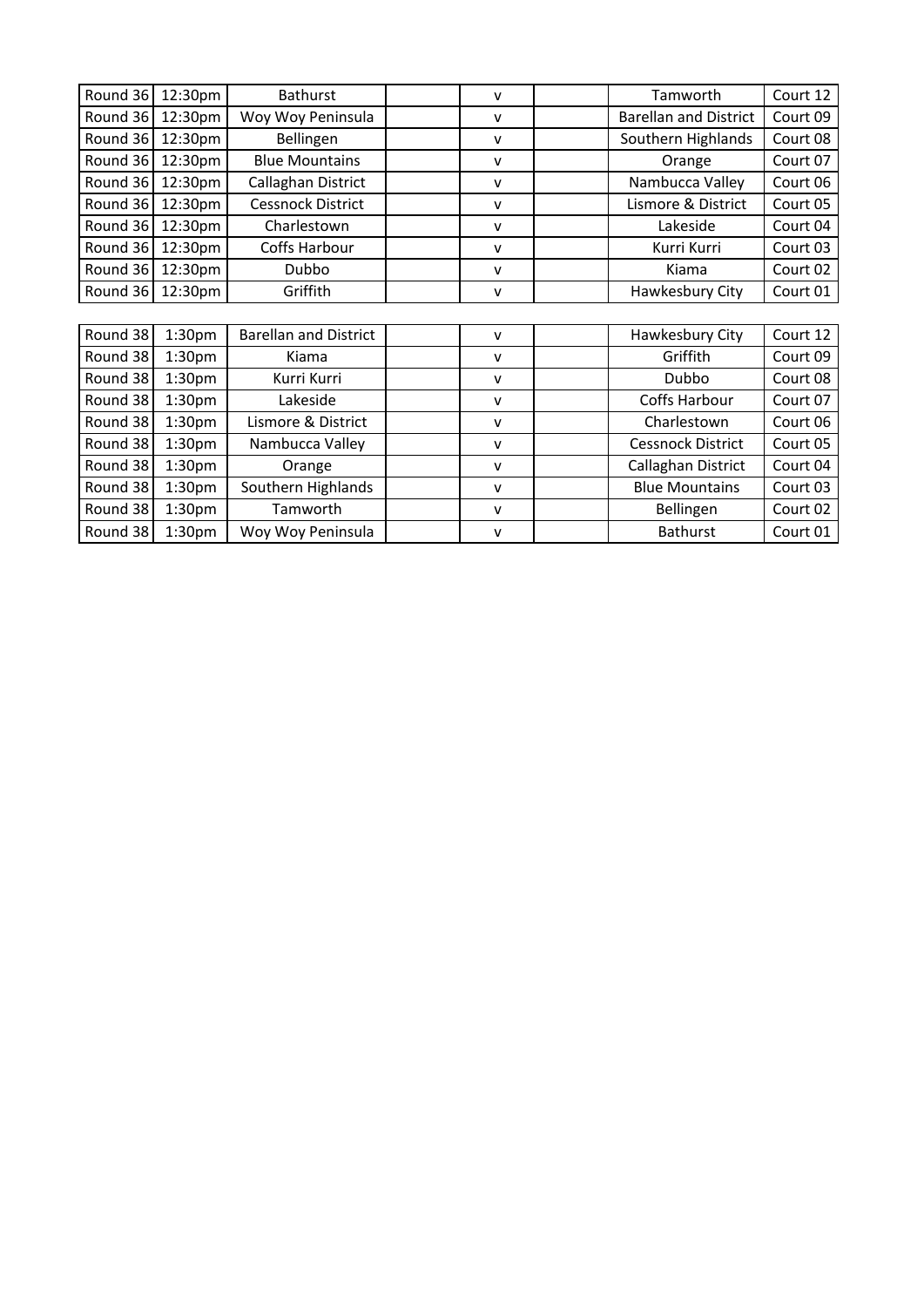| | | | | | | | |
|---|---|---|---|---|---|---|---|
| Round 36 | 12:30pm | Bathurst | | v | | Tamworth | Court 12 |
| Round 36 | 12:30pm | Woy Woy Peninsula | | v | | Barellan and District | Court 09 |
| Round 36 | 12:30pm | Bellingen | | v | | Southern Highlands | Court 08 |
| Round 36 | 12:30pm | Blue Mountains | | v | | Orange | Court 07 |
| Round 36 | 12:30pm | Callaghan District | | v | | Nambucca Valley | Court 06 |
| Round 36 | 12:30pm | Cessnock District | | v | | Lismore & District | Court 05 |
| Round 36 | 12:30pm | Charlestown | | v | | Lakeside | Court 04 |
| Round 36 | 12:30pm | Coffs Harbour | | v | | Kurri Kurri | Court 03 |
| Round 36 | 12:30pm | Dubbo | | v | | Kiama | Court 02 |
| Round 36 | 12:30pm | Griffith | | v | | Hawkesbury City | Court 01 |

| | | | | | | | |
|---|---|---|---|---|---|---|---|
| Round 38 | 1:30pm | Barellan and District | | v | | Hawkesbury City | Court 12 |
| Round 38 | 1:30pm | Kiama | | v | | Griffith | Court 09 |
| Round 38 | 1:30pm | Kurri Kurri | | v | | Dubbo | Court 08 |
| Round 38 | 1:30pm | Lakeside | | v | | Coffs Harbour | Court 07 |
| Round 38 | 1:30pm | Lismore & District | | v | | Charlestown | Court 06 |
| Round 38 | 1:30pm | Nambucca Valley | | v | | Cessnock District | Court 05 |
| Round 38 | 1:30pm | Orange | | v | | Callaghan District | Court 04 |
| Round 38 | 1:30pm | Southern Highlands | | v | | Blue Mountains | Court 03 |
| Round 38 | 1:30pm | Tamworth | | v | | Bellingen | Court 02 |
| Round 38 | 1:30pm | Woy Woy Peninsula | | v | | Bathurst | Court 01 |